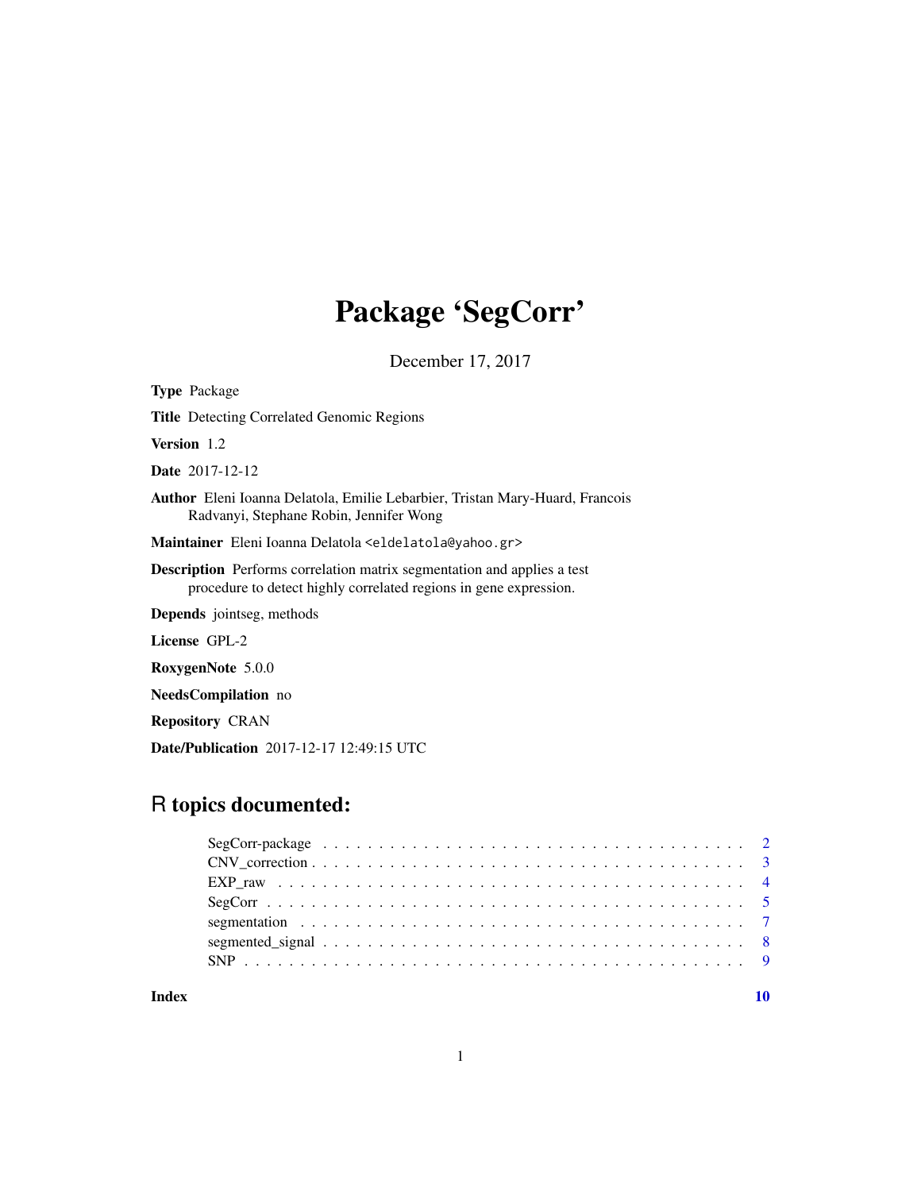# Package 'SegCorr'

December 17, 2017

**Type** Package

**Title** Detecting Correlated Genomic Regions

**Version** 1.2

**Date** 2017-12-12

**Author** Eleni Ioanna Delatola, Emilie Lebarbier, Tristan Mary-Huard, Francois Radvanyi, Stephane Robin, Jennifer Wong

**Maintainer** Eleni Ioanna Delatola <eldelatola@yahoo.gr>

**Description** Performs correlation matrix segmentation and applies a test procedure to detect highly correlated regions in gene expression.

**Depends** jointseg, methods

**License** GPL-2

**RoxygenNote** 5.0.0

**NeedsCompilation** no

**Repository** CRAN

**Date/Publication** 2017-12-17 12:49:15 UTC

## R topics documented:

| | |
|---|---|
| SegCorr-package | 2 |
| CNV_correction | 3 |
| EXP_raw | 4 |
| SegCorr | 5 |
| segmentation | 7 |
| segmented_signal | 8 |
| SNP | 9 |
| **Index** | **10** |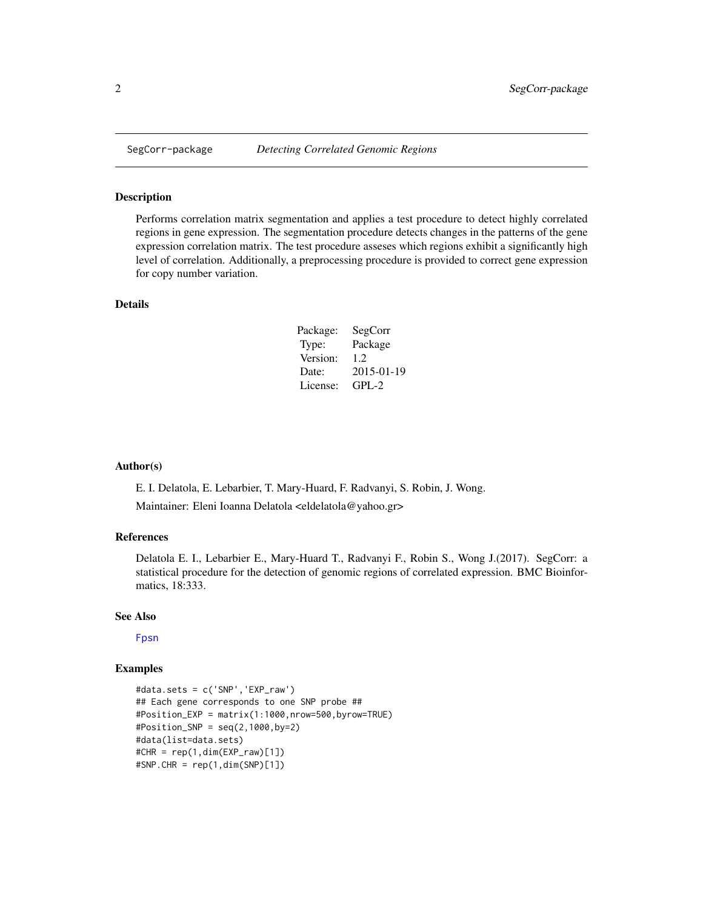SegCorr-package *Detecting Correlated Genomic Regions*

## Description

Performs correlation matrix segmentation and applies a test procedure to detect highly correlated regions in gene expression. The segmentation procedure detects changes in the patterns of the gene expression correlation matrix. The test procedure asseses which regions exhibit a significantly high level of correlation. Additionally, a preprocessing procedure is provided to correct gene expression for copy number variation.

## Details

| | |
|---|---|
| Package: | SegCorr |
| Type: | Package |
| Version: | 1.2 |
| Date: | 2015-01-19 |
| License: | GPL-2 |

## Author(s)

E. I. Delatola, E. Lebarbier, T. Mary-Huard, F. Radvanyi, S. Robin, J. Wong.

Maintainer: Eleni Ioanna Delatola <eldelatola@yahoo.gr>

## References

Delatola E. I., Lebarbier E., Mary-Huard T., Radvanyi F., Robin S., Wong J.(2017). SegCorr: a statistical procedure for the detection of genomic regions of correlated expression. BMC Bioinformatics, 18:333.

## See Also

Fpsn

## Examples

```
#data.sets = c('SNP','EXP_raw')
## Each gene corresponds to one SNP probe ##
#Position_EXP = matrix(1:1000,nrow=500,byrow=TRUE)
#Position_SNP = seq(2,1000,by=2)
#data(list=data.sets)
#CHR = rep(1,dim(EXP_raw)[1])
#SNP.CHR = rep(1,dim(SNP)[1])
```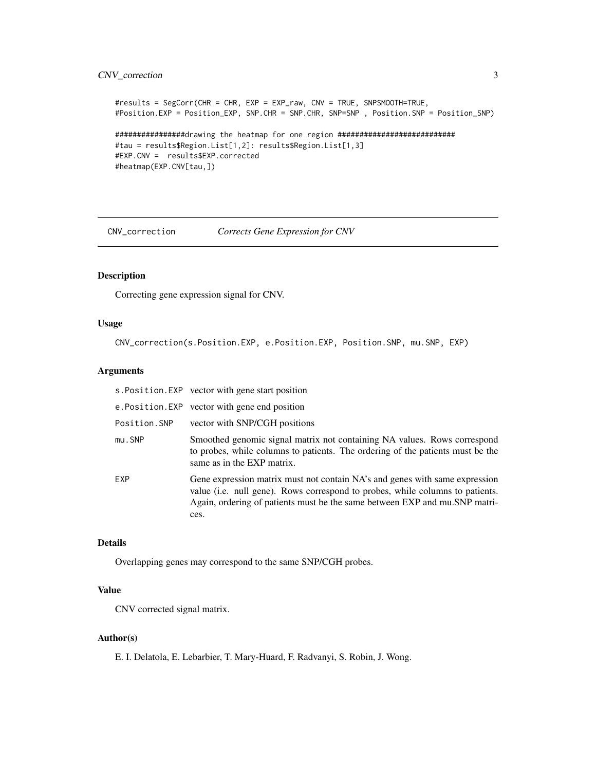```
#results = SegCorr(CHR = CHR, EXP = EXP_raw, CNV = TRUE, SNPSMOOTH=TRUE,
#Position.EXP = Position_EXP, SNP.CHR = SNP.CHR, SNP=SNP , Position.SNP = Position_SNP)

################drawing the heatmap for one region ###########################
#tau = results$Region.List[1,2]: results$Region.List[1,3]
#EXP.CNV =  results$EXP.corrected
#heatmap(EXP.CNV[tau,])
```

## CNV_correction — *Corrects Gene Expression for CNV*

### Description

Correcting gene expression signal for CNV.

### Usage

```
CNV_correction(s.Position.EXP, e.Position.EXP, Position.SNP, mu.SNP, EXP)
```

### Arguments

| | |
|---|---|
| `s.Position.EXP` | vector with gene start position |
| `e.Position.EXP` | vector with gene end position |
| `Position.SNP` | vector with SNP/CGH positions |
| `mu.SNP` | Smoothed genomic signal matrix not containing NA values. Rows correspond to probes, while columns to patients. The ordering of the patients must be the same as in the EXP matrix. |
| `EXP` | Gene expression matrix must not contain NA's and genes with same expression value (i.e. null gene). Rows correspond to probes, while columns to patients. Again, ordering of patients must be the same between EXP and mu.SNP matrices. |

### Details

Overlapping genes may correspond to the same SNP/CGH probes.

### Value

CNV corrected signal matrix.

### Author(s)

E. I. Delatola, E. Lebarbier, T. Mary-Huard, F. Radvanyi, S. Robin, J. Wong.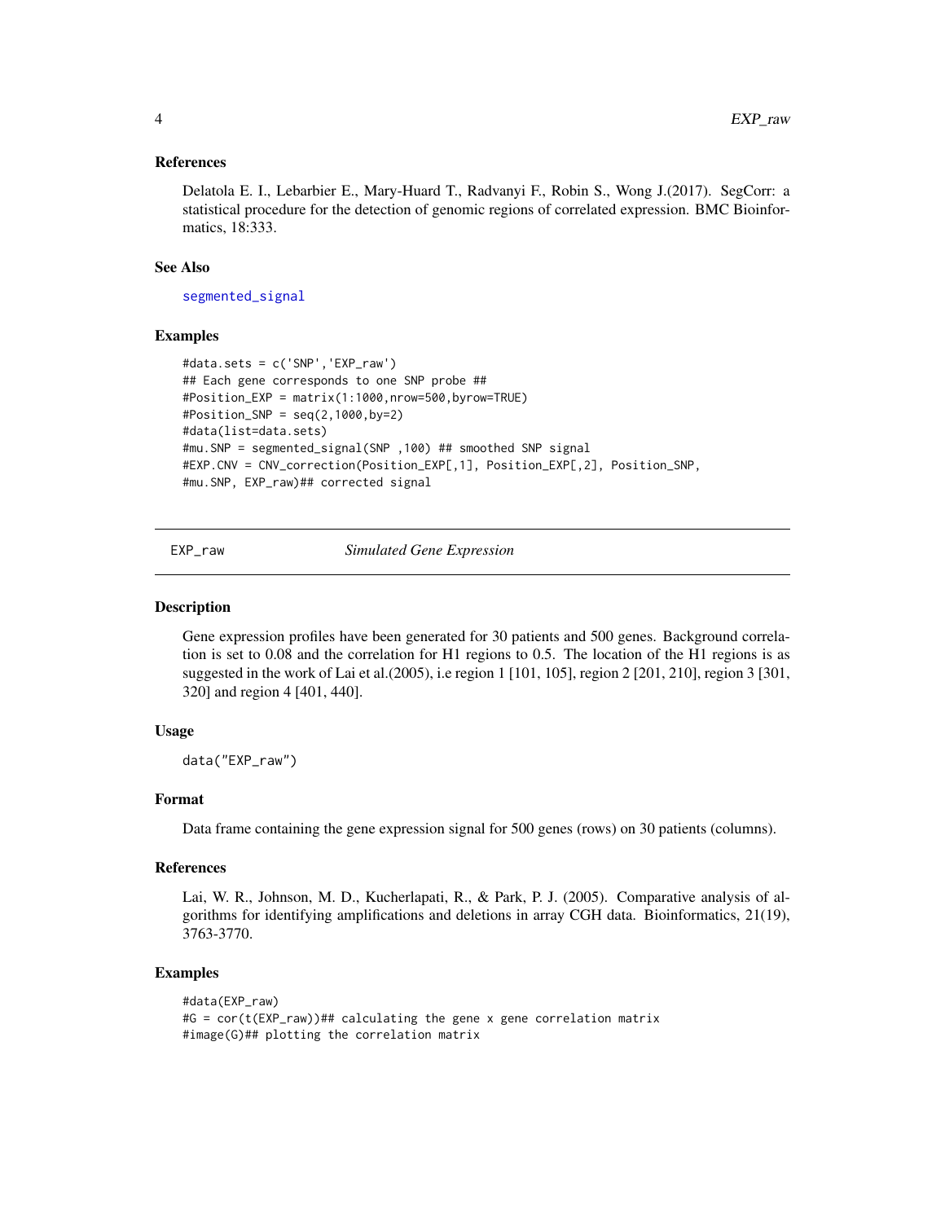### References

Delatola E. I., Lebarbier E., Mary-Huard T., Radvanyi F., Robin S., Wong J.(2017). SegCorr: a statistical procedure for the detection of genomic regions of correlated expression. BMC Bioinformatics, 18:333.

### See Also

segmented_signal

### Examples

```
#data.sets = c('SNP','EXP_raw')
## Each gene corresponds to one SNP probe ##
#Position_EXP = matrix(1:1000,nrow=500,byrow=TRUE)
#Position_SNP = seq(2,1000,by=2)
#data(list=data.sets)
#mu.SNP = segmented_signal(SNP ,100) ## smoothed SNP signal
#EXP.CNV = CNV_correction(Position_EXP[,1], Position_EXP[,2], Position_SNP,
#mu.SNP, EXP_raw)## corrected signal
```

---

## EXP_raw *Simulated Gene Expression*

### Description

Gene expression profiles have been generated for 30 patients and 500 genes. Background correlation is set to 0.08 and the correlation for H1 regions to 0.5. The location of the H1 regions is as suggested in the work of Lai et al.(2005), i.e region 1 [101, 105], region 2 [201, 210], region 3 [301, 320] and region 4 [401, 440].

### Usage

```
data("EXP_raw")
```

### Format

Data frame containing the gene expression signal for 500 genes (rows) on 30 patients (columns).

### References

Lai, W. R., Johnson, M. D., Kucherlapati, R., & Park, P. J. (2005). Comparative analysis of algorithms for identifying amplifications and deletions in array CGH data. Bioinformatics, 21(19), 3763-3770.

### Examples

```
#data(EXP_raw)
#G = cor(t(EXP_raw))## calculating the gene x gene correlation matrix
#image(G)## plotting the correlation matrix
```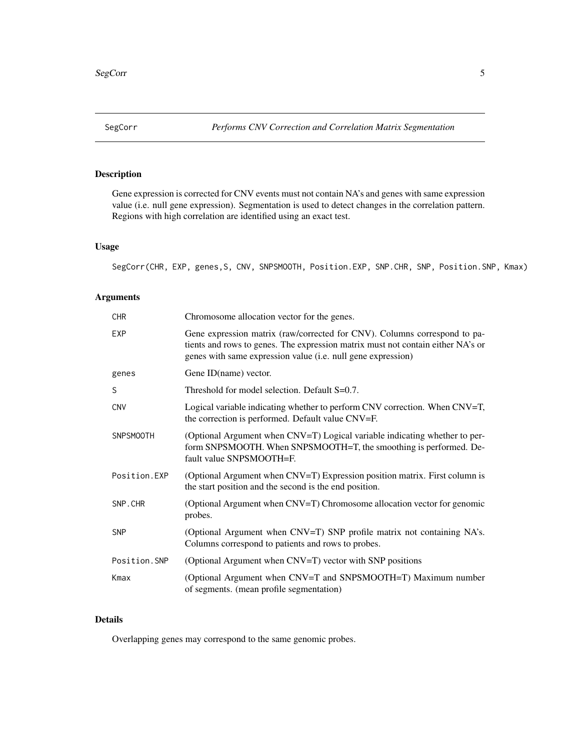# SegCorr — *Performs CNV Correction and Correlation Matrix Segmentation*

## Description

Gene expression is corrected for CNV events must not contain NA's and genes with same expression value (i.e. null gene expression). Segmentation is used to detect changes in the correlation pattern. Regions with high correlation are identified using an exact test.

## Usage

```
SegCorr(CHR, EXP, genes,S, CNV, SNPSMOOTH, Position.EXP, SNP.CHR, SNP, Position.SNP, Kmax)
```

## Arguments

| | |
|---|---|
| `CHR` | Chromosome allocation vector for the genes. |
| `EXP` | Gene expression matrix (raw/corrected for CNV). Columns correspond to patients and rows to genes. The expression matrix must not contain either NA's or genes with same expression value (i.e. null gene expression) |
| `genes` | Gene ID(name) vector. |
| `S` | Threshold for model selection. Default S=0.7. |
| `CNV` | Logical variable indicating whether to perform CNV correction. When CNV=T, the correction is performed. Default value CNV=F. |
| `SNPSMOOTH` | (Optional Argument when CNV=T) Logical variable indicating whether to perform SNPSMOOTH. When SNPSMOOTH=T, the smoothing is performed. Default value SNPSMOOTH=F. |
| `Position.EXP` | (Optional Argument when CNV=T) Expression position matrix. First column is the start position and the second is the end position. |
| `SNP.CHR` | (Optional Argument when CNV=T) Chromosome allocation vector for genomic probes. |
| `SNP` | (Optional Argument when CNV=T) SNP profile matrix not containing NA's. Columns correspond to patients and rows to probes. |
| `Position.SNP` | (Optional Argument when CNV=T) vector with SNP positions |
| `Kmax` | (Optional Argument when CNV=T and SNPSMOOTH=T) Maximum number of segments. (mean profile segmentation) |

## Details

Overlapping genes may correspond to the same genomic probes.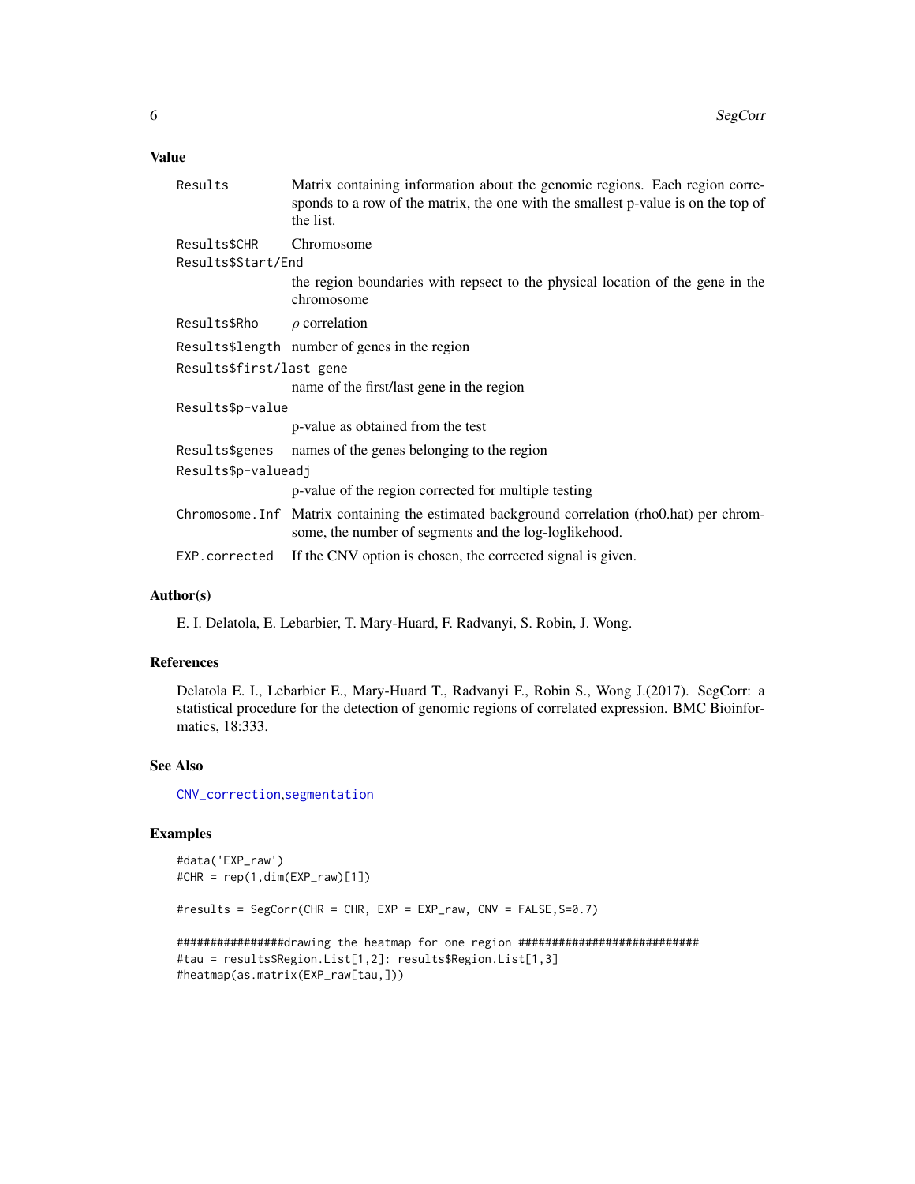## Value

| | |
|---|---|
| `Results` | Matrix containing information about the genomic regions. Each region corresponds to a row of the matrix, the one with the smallest p-value is on the top of the list. |
| `Results$CHR` | Chromosome |
| `Results$Start/End` | the region boundaries with repsect to the physical location of the gene in the chromosome |
| `Results$Rho` | $\rho$ correlation |
| `Results$length` | number of genes in the region |
| `Results$first/last gene` | name of the first/last gene in the region |
| `Results$p-value` | p-value as obtained from the test |
| `Results$genes` | names of the genes belonging to the region |
| `Results$p-valueadj` | p-value of the region corrected for multiple testing |
| `Chromosome.Inf` | Matrix containing the estimated background correlation (rho0.hat) per chromsome, the number of segments and the log-loglikehood. |
| `EXP.corrected` | If the CNV option is chosen, the corrected signal is given. |

## Author(s)

E. I. Delatola, E. Lebarbier, T. Mary-Huard, F. Radvanyi, S. Robin, J. Wong.

## References

Delatola E. I., Lebarbier E., Mary-Huard T., Radvanyi F., Robin S., Wong J.(2017). SegCorr: a statistical procedure for the detection of genomic regions of correlated expression. BMC Bioinformatics, 18:333.

## See Also

CNV_correction, segmentation

## Examples

```
#data('EXP_raw')
#CHR = rep(1,dim(EXP_raw)[1])

#results = SegCorr(CHR = CHR, EXP = EXP_raw, CNV = FALSE,S=0.7)

################drawing the heatmap for one region ##########################
#tau = results$Region.List[1,2]: results$Region.List[1,3]
#heatmap(as.matrix(EXP_raw[tau,]))
```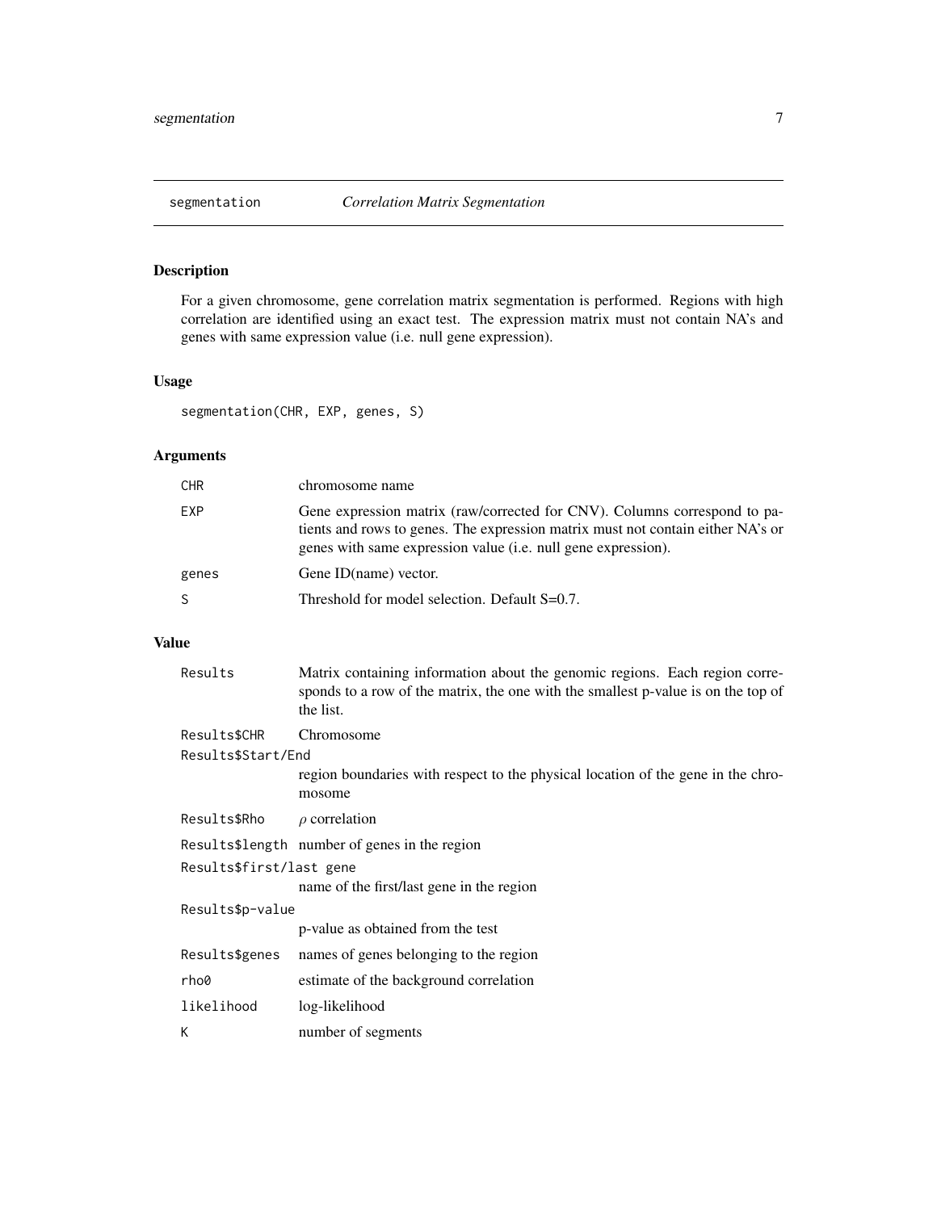# segmentation — *Correlation Matrix Segmentation*

## Description

For a given chromosome, gene correlation matrix segmentation is performed. Regions with high correlation are identified using an exact test. The expression matrix must not contain NA's and genes with same expression value (i.e. null gene expression).

## Usage

```
segmentation(CHR, EXP, genes, S)
```

## Arguments

| Argument | Description |
| --- | --- |
| `CHR` | chromosome name |
| `EXP` | Gene expression matrix (raw/corrected for CNV). Columns correspond to patients and rows to genes. The expression matrix must not contain either NA's or genes with same expression value (i.e. null gene expression). |
| `genes` | Gene ID(name) vector. |
| `S` | Threshold for model selection. Default S=0.7. |

## Value

| Value | Description |
| --- | --- |
| `Results` | Matrix containing information about the genomic regions. Each region corresponds to a row of the matrix, the one with the smallest p-value is on the top of the list. |
| `Results$CHR` | Chromosome |
| `Results$Start/End` | region boundaries with respect to the physical location of the gene in the chromosome |
| `Results$Rho` | $\rho$ correlation |
| `Results$length` | number of genes in the region |
| `Results$first/last gene` | name of the first/last gene in the region |
| `Results$p-value` | p-value as obtained from the test |
| `Results$genes` | names of genes belonging to the region |
| `rho0` | estimate of the background correlation |
| `likelihood` | log-likelihood |
| `K` | number of segments |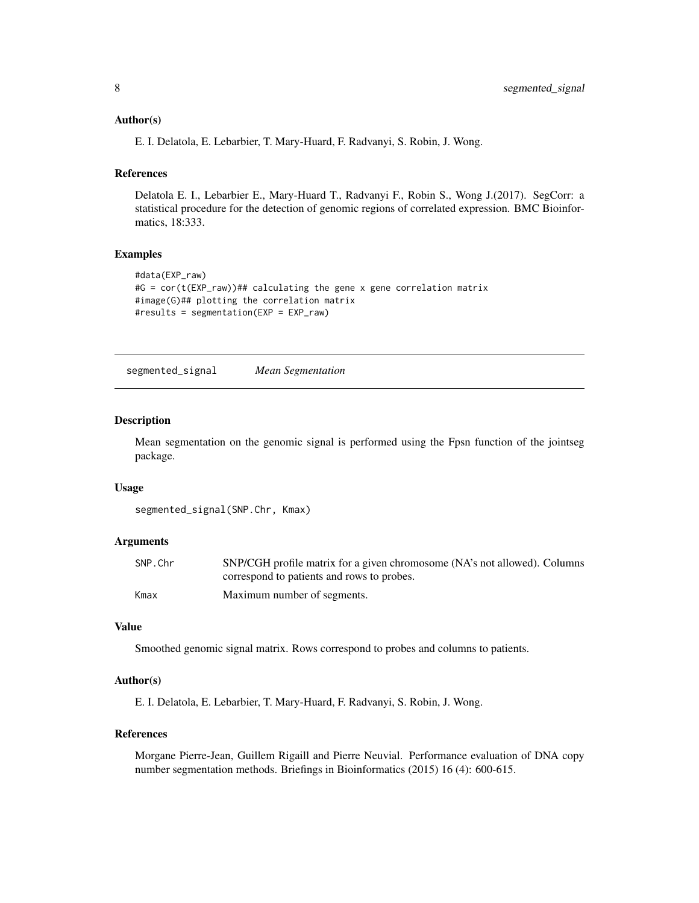### Author(s)

E. I. Delatola, E. Lebarbier, T. Mary-Huard, F. Radvanyi, S. Robin, J. Wong.

### References

Delatola E. I., Lebarbier E., Mary-Huard T., Radvanyi F., Robin S., Wong J.(2017). SegCorr: a statistical procedure for the detection of genomic regions of correlated expression. BMC Bioinformatics, 18:333.

### Examples

```
#data(EXP_raw)
#G = cor(t(EXP_raw))## calculating the gene x gene correlation matrix
#image(G)## plotting the correlation matrix
#results = segmentation(EXP = EXP_raw)
```

---

## segmented_signal *Mean Segmentation*

---

### Description

Mean segmentation on the genomic signal is performed using the Fpsn function of the jointseg package.

### Usage

```
segmented_signal(SNP.Chr, Kmax)
```

### Arguments

| | |
|---|---|
| SNP.Chr | SNP/CGH profile matrix for a given chromosome (NA's not allowed). Columns correspond to patients and rows to probes. |
| Kmax | Maximum number of segments. |

### Value

Smoothed genomic signal matrix. Rows correspond to probes and columns to patients.

### Author(s)

E. I. Delatola, E. Lebarbier, T. Mary-Huard, F. Radvanyi, S. Robin, J. Wong.

### References

Morgane Pierre-Jean, Guillem Rigaill and Pierre Neuvial. Performance evaluation of DNA copy number segmentation methods. Briefings in Bioinformatics (2015) 16 (4): 600-615.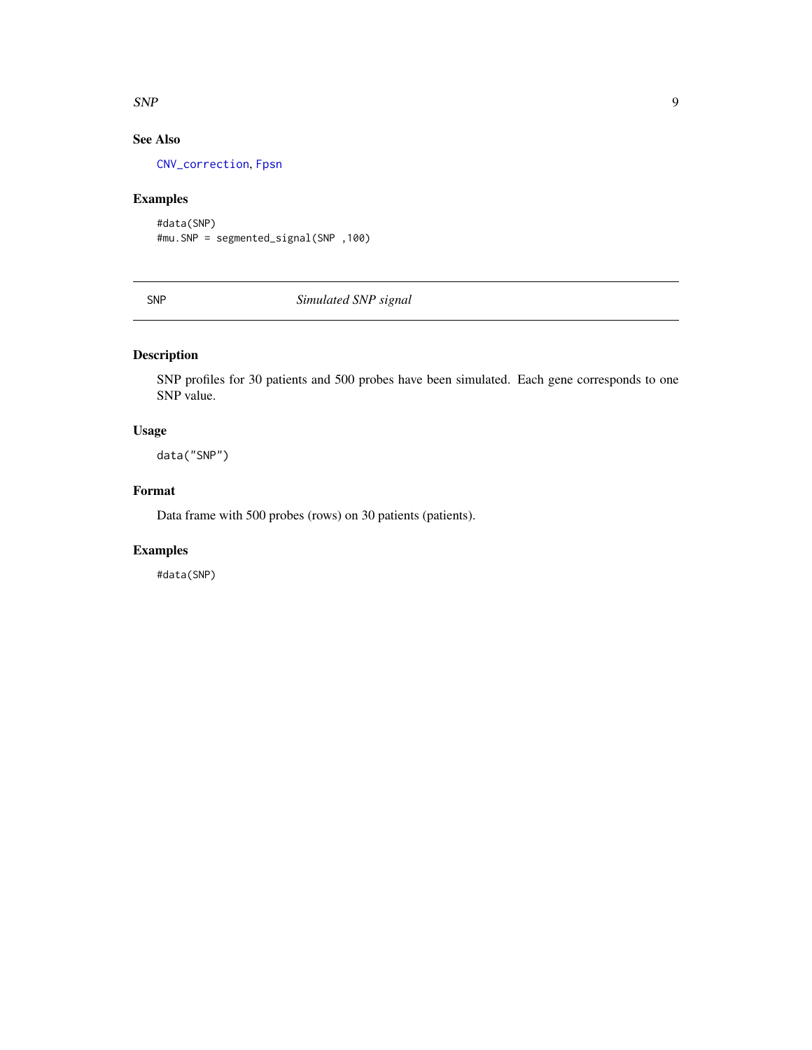## See Also

CNV_correction, Fpsn

## Examples

```
#data(SNP)
#mu.SNP = segmented_signal(SNP ,100)
```

---

# SNP *Simulated SNP signal*

---

## Description

SNP profiles for 30 patients and 500 probes have been simulated. Each gene corresponds to one SNP value.

## Usage

```
data("SNP")
```

## Format

Data frame with 500 probes (rows) on 30 patients (patients).

## Examples

```
#data(SNP)
```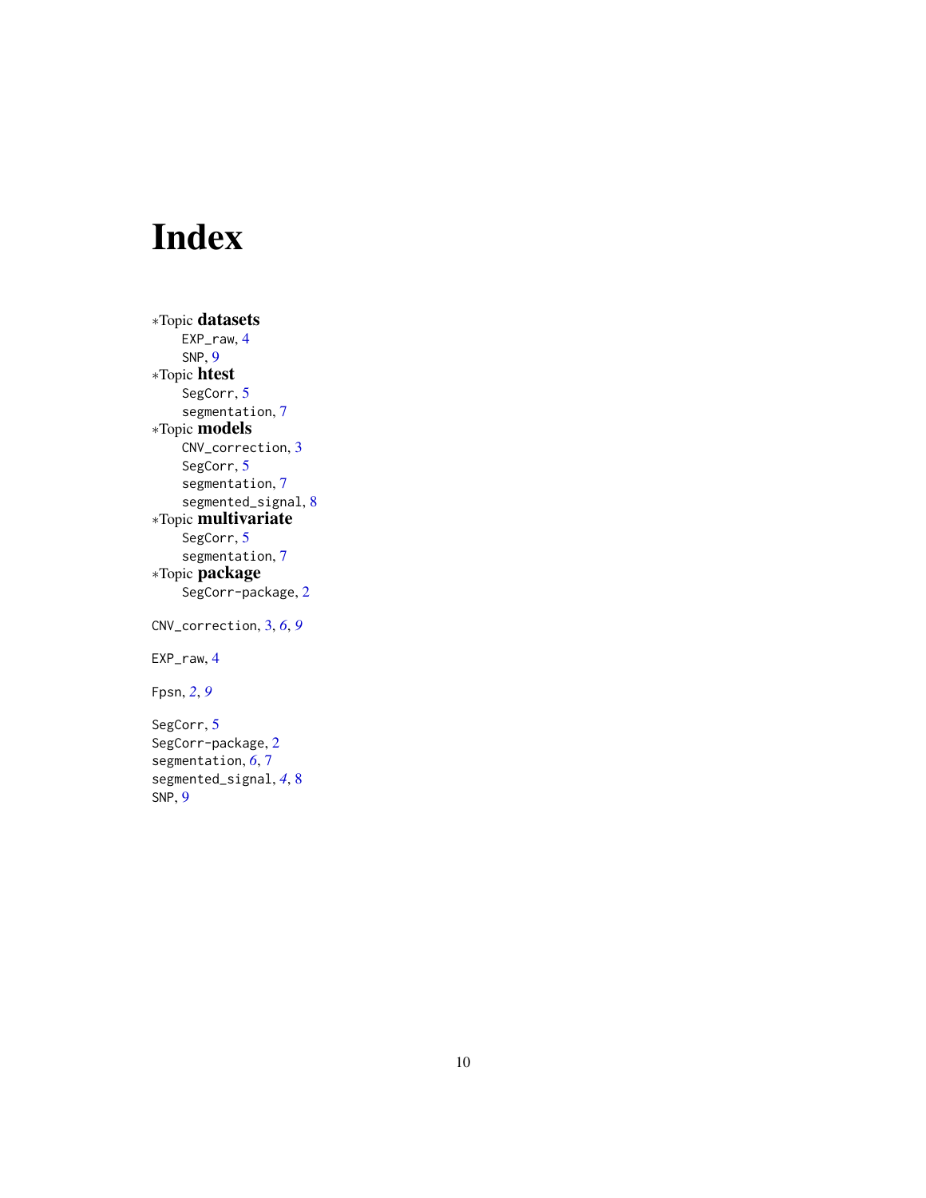# Index

*Topic **datasets**
- EXP_raw, 4
- SNP, 9

*Topic **htest**
- SegCorr, 5
- segmentation, 7

*Topic **models**
- CNV_correction, 3
- SegCorr, 5
- segmentation, 7
- segmented_signal, 8

*Topic **multivariate**
- SegCorr, 5
- segmentation, 7

*Topic **package**
- SegCorr-package, 2

CNV_correction, 3, *6*, *9*

EXP_raw, 4

Fpsn, *2*, *9*

SegCorr, 5
SegCorr-package, 2
segmentation, *6*, 7
segmented_signal, *4*, 8
SNP, 9